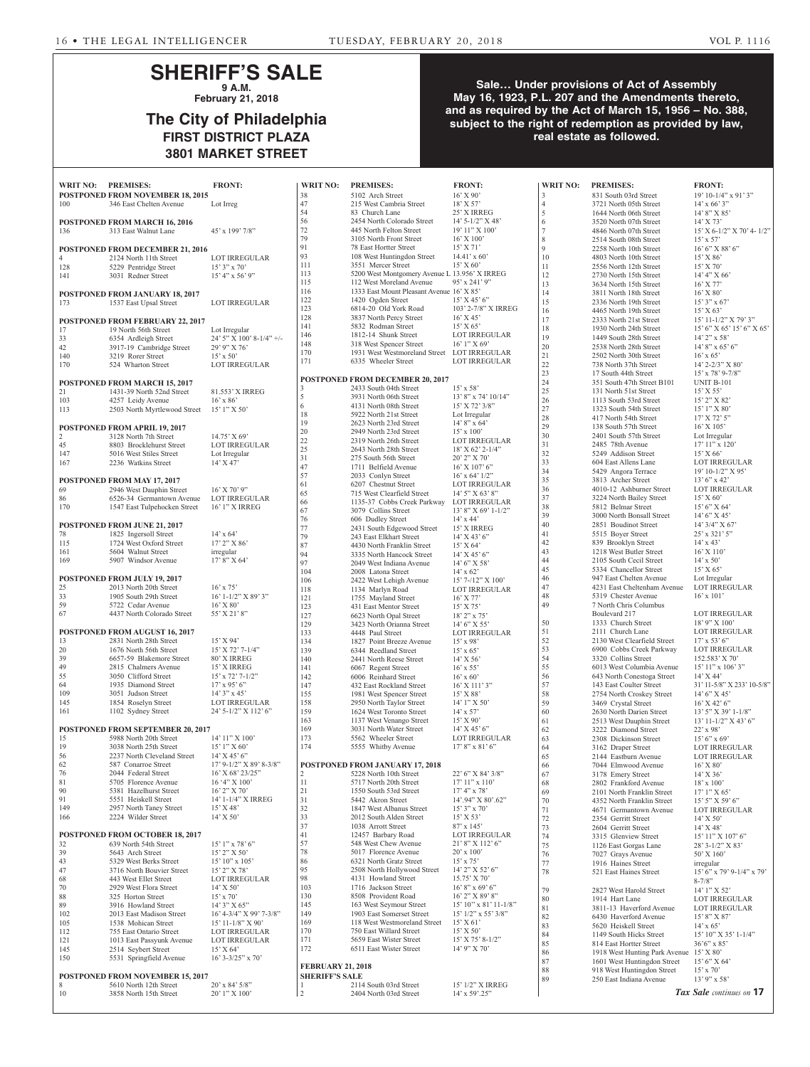# SHERIFF'S SALE

**9 A.M.**

**February 21, 2018**

## The City of Philadelphia

**FIRST DISTRICT PLAZA**

**3801 MARKET STREET**

**Sale… Under provisions of Act of Assembly May 16, 1923, P.L. 207 and the Amendments thereto, and as required by the Act of March 15, 1956 – No. 388, subject to the right of redemption as provided by law, real estate as followed.**

| WRIT NO: | PREMISES: | FRONT: |
|---|---|---|
| **POSTPONED FROM NOVEMBER 18, 2015** | | |
| 100 | 346 East Chelten Avenue | Lot Irreg |
| **POSTPONED FROM MARCH 16, 2016** | | |
| 136 | 313 East Walnut Lane | 45' x 199' 7/8" |
| **POSTPONED FROM DECEMBER 21, 2016** | | |
| 4 | 2124 North 11th Street | LOT IRREGULAR |
| 128 | 5229 Pentridge Street | 15' 3" x 70' |
| 141 | 3031 Redner Street | 15' 4" x 56' 9" |
| **POSTPONED FROM JANUARY 18, 2017** | | |
| 173 | 1537 East Upsal Street | LOT IRREGULAR |
| **POSTPONED FROM FEBRUARY 22, 2017** | | |
| 17 | 19 North 56th Street | Lot Irregular |
| 33 | 6354 Ardleigh Street | 24' 5" X 100' 8-1/4" +/- |
| 42 | 3917-19 Cambridge Street | 29' 9" X 76' |
| 140 | 3219 Rorer Street | 15' x 50' |
| 170 | 524 Wharton Street | LOT IRREGULAR |
| **POSTPONED FROM MARCH 15, 2017** | | |
| 21 | 1431-39 North 52nd Street | 81.553' X IRREG |
| 103 | 4257 Leidy Avenue | 16' x 86' |
| 113 | 2503 North Myrtlewood Street | 15' 1" X 50' |
| **POSTPONED FROM APRIL 19, 2017** | | |
| 2 | 3128 North 7th Street | 14.75' X 69' |
| 45 | 8803 Brocklehurst Street | LOT IRREGULAR |
| 147 | 5016 West Stiles Street | Lot Irregular |
| 167 | 2236 Watkins Street | 14' X 47' |
| **POSTPONED FROM MAY 17, 2017** | | |
| 69 | 2946 West Dauphin Street | 16' X 70' 9" |
| 86 | 6526-34 Germantown Avenue | LOT IRREGULAR |
| 170 | 1547 East Tulpehocken Street | 16' 1" X IRREG |
| **POSTPONED FROM JUNE 21, 2017** | | |
| 78 | 1825 Ingersoll Street | 14' x 64' |
| 115 | 1724 West Oxford Street | 17' 2" X 86' |
| 161 | 5604 Walnut Street | irregular |
| 169 | 5907 Windsor Avenue | 17' 8" X 64' |
| **POSTPONED FROM JULY 19, 2017** | | |
| 25 | 2013 North 20th Street | 16' x 75' |
| 33 | 1905 South 29th Street | 16' 1-1/2" X 89' 3" |
| 59 | 5722 Cedar Avenue | 16' X 80' |
| 67 | 4437 North Colorado Street | 55' X 21' 8" |
| **POSTPONED FROM AUGUST 16, 2017** | | |
| 13 | 2831 North 28th Street | 15' X 94' |
| 20 | 1676 North 56th Street | 15' X 72' 7-1/4" |
| 39 | 6657-59 Blakemore Street | 80' X IRREG |
| 49 | 2815 Chalmers Avenue | 15' X IRREG |
| 55 | 3050 Clifford Street | 15' x 72' 7-1/2" |
| 64 | 1935 Diamond Street | 17' x 95' 6" |
| 109 | 3051 Judson Street | 14' 3" x 45' |
| 145 | 1854 Roselyn Street | LOT IRREGULAR |
| 161 | 1102 Sydney Street | 24' 5-1/2" X 112' 6" |
| **POSTPONED FROM SEPTEMBER 20, 2017** | | |
| 15 | 5988 North 20th Street | 14' 11" X 100' |
| 19 | 3038 North 25th Street | 15' 1" X 60' |
| 56 | 2237 North Cleveland Street | 14' X 45' 6" |
| 62 | 587 Conarroe Street | 17' 9-1/2" X 89' 8-3/8" |
| 76 | 2044 Federal Street | 16' X 68' 23/25" |
| 81 | 5705 Florence Avenue | 16 '4" X 100' |
| 90 | 5381 Hazelhurst Street | 16' 2" X 70' |
| 91 | 5551 Heiskell Street | 14' 1-1/4" X IRREG |
| 149 | 2957 North Taney Street | 15' X 48' |
| 166 | 2224 Wilder Street | 14' X 50' |
| **POSTPONED FROM OCTOBER 18, 2017** | | |
| 32 | 639 North 54th Street | 15' 1" x 78' 6" |
| 39 | 5643 Arch Street | 15' 2" X 50' |
| 43 | 5329 West Berks Street | 15' 10" x 105' |
| 47 | 3716 North Bouvier Street | 15' 2" X 78' |
| 68 | 443 West Ellet Street | LOT IRREGULAR |
| 70 | 2929 West Flora Street | 14' X 50' |
| 88 | 325 North Horton Street | 15' x 70' |
| 89 | 3916 Howland Street | 14' 3" X 65" |
| 102 | 2013 East Madison Street | 16' 4-3/4" X 99' 7-3/8" |
| 105 | 1538 Mohican Street | 15' 11-1/8" X 90' |
| 112 | 755 East Ontario Street | LOT IRREGULAR |
| 121 | 1013 East Passyunk Avenue | LOT IRREGULAR |
| 145 | 2514 Seybert Street | 15' X 64' |
| 150 | 5531 Springfield Avenue | 16' 3-3/25" x 70' |
| **POSTPONED FROM NOVEMBER 15, 2017** | | |
| 8 | 5610 North 12th Street | 20' x 84' 5/8" |
| 10 | 3858 North 15th Street | 20' 1" X 100' |
| 38 | 5102 Arch Street | 16' X 90' |
| 47 | 215 West Cambria Street | 18' X 57' |
| 54 | 83 Church Lane | 25' X IRREG |
| 56 | 2454 North Colorado Street | 14' 5-1/2" X 48' |
| 72 | 445 North Felton Street | 19' 11" X 100' |
| 79 | 3105 North Front Street | 16' X 100' |
| 91 | 78 East Hortter Street | 15' X 71' |
| 93 | 108 West Huntingdon Street | 14.41' x 60' |
| 111 | 3551 Mercer Street | 15' X 60' |
| 113 | 5200 West Montgomery Avenue L | 13.956' X IRREG |
| 115 | 112 West Moreland Avenue | 95' x 241' 9" |
| 116 | 1333 East Mount Pleasant Avenue | 16' X 85' |
| 122 | 1420 Ogden Street | 15' X 45' 6" |
| 123 | 6814-20 Old York Road | 103' 2-7/8" X IRREG |
| 128 | 3837 North Percy Street | 16' X 45' |
| 141 | 5832 Rodman Street | 15' X 65' |
| 146 | 1812-14 Shunk Street | LOT IRREGULAR |
| 148 | 318 West Spencer Street | 16' 1" X 69' |
| 170 | 1931 West Westmoreland Street | LOT IRREGULAR |
| 171 | 6335 Wheeler Street | LOT IRREGULAR |
| **POSTPONED FROM DECEMBER 20, 2017** | | |
| 3 | 2433 South 04th Street | 15' x 58' |
| 5 | 3931 North 06th Street | 13' 8" x 74' 10/14" |
| 6 | 4131 North 08th Street | 15' X 72' 3/8" |
| 18 | 5922 North 21st Street | Lot Irregular |
| 19 | 2623 North 23rd Street | 14' 8" x 64' |
| 20 | 2949 North 23rd Street | 15' x 100' |
| 22 | 2319 North 26th Street | LOT IRREGULAR |
| 25 | 2643 North 28th Street | 18' X 62' 2-1/4" |
| 31 | 275 South 56th Street | 20' 2" X 70' |
| 47 | 1711 Belfield Avenue | 16' X 107' 6" |
| 57 | 2033 Conlyn Street | 16' x 64' 1/2" |
| 61 | 6207 Chestnut Street | LOT IRREGULAR |
| 65 | 715 West Clearfield Street | 14' 5" X 63' 8" |
| 66 | 1135-37 Cobbs Creek Parkway | LOT IRREGULAR |
| 67 | 3079 Collins Street | 13' 8" X 69' 1-1/2" |
| 76 | 606 Dudley Street | 14' x 44' |
| 77 | 2431 South Edgewood Street | 15' X IRREG |
| 79 | 243 East Elkhart Street | 14' X 43' 6" |
| 87 | 4430 North Franklin Street | 15' X 64' |
| 94 | 3335 North Hancock Street | 14' X 45' 6" |
| 97 | 2049 West Indiana Avenue | 14' 6" X 58' |
| 104 | 2008 Latona Street | 14' x 62' |
| 106 | 2422 West Lehigh Avenue | 15' 7-1/2" X 100' |
| 118 | 1134 Marlyn Road | LOT IRREGULAR |
| 121 | 1755 Mayland Street | 16' X 77' |
| 123 | 431 East Mentor Street | 15' X 75' |
| 127 | 6623 North Opal Street | 18' 2" x 75' |
| 129 | 3423 North Orianna Street | 14' 6" X 55' |
| 133 | 4448 Paul Street | LOT IRREGULAR |
| 134 | 1827 Point Breeze Avenue | 15' x 98' |
| 139 | 6344 Reedland Street | 15' x 65' |
| 140 | 2441 North Reese Street | 14' X 56' |
| 141 | 6067 Regent Street | 16' x 55' |
| 142 | 6006 Reinhard Street | 16' x 60' |
| 147 | 432 East Rockland Street | 16' X 111' 3" |
| 155 | 1981 West Spencer Street | 15' X 88' |
| 158 | 2950 North Taylor Street | 14' 1" X 50' |
| 159 | 1624 West Toronto Street | 14' x 57' |
| 163 | 1137 West Venango Street | 15' X 90' |
| 169 | 3031 North Water Street | 14' X 45' 6" |
| 173 | 5562 Wheeler Street | LOT IRREGULAR |
| 174 | 5555 Whitby Avenue | 17' 8" x 81' 6" |
| **POSTPONED FROM JANUARY 17, 2018** | | |
| 2 | 5228 North 10th Street | 22' 6" X 84' 3/8" |
| 11 | 5717 North 20th Street | 17' 11" x 110' |
| 21 | 1550 South 53rd Street | 17' 4" x 78' |
| 31 | 5442 Akron Street | 14'.94" X 80'.62" |
| 32 | 1847 West Albanus Street | 15' 3" x 70' |
| 33 | 2012 South Alden Street | 15' X 53' |
| 37 | 1038 Arrott Street | 87' x 145' |
| 41 | 12457 Barbary Road | LOT IRREGULAR |
| 57 | 548 West Chew Avenue | 21' 8" X 112' 6" |
| 78 | 5017 Florence Avenue | 20' x 100' |
| 86 | 6321 North Gratz Street | 15' x 75' |
| 95 | 2508 North Hollywood Street | 14' 2" X 52' 6" |
| 98 | 4131 Howland Street | 15.75' X 70' |
| 103 | 1716 Jackson Street | 16' 8" x 69' 6" |
| 130 | 8508 Provident Road | 16' 2" X 89' 8" |
| 145 | 163 West Seymour Street | 15' 10" x 81' 11-1/8" |
| 149 | 1903 East Somerset Street | 15' 1/2" x 55' 3/8" |
| 169 | 118 West Westmoreland Street | 15' X 61' |
| 170 | 750 East Willard Street | 15' X 50' |
| 171 | 5659 East Wister Street | 15' X 75' 8-1/2" |
| 172 | 6511 East Wister Street | 14' 9" X 70' |
| **FEBRUARY 21, 2018** | | |
| **SHERIFF'S SALE** | | |
| 1 | 2114 South 03rd Street | 15' 1/2" X IRREG |
| 2 | 2404 North 03rd Street | 14' x 59'.25" |
| 3 | 831 South 03rd Street | 19' 10-1/4" x 91' 3" |
| 4 | 3721 North 05th Street | 14' x 66' 3" |
| 5 | 1644 North 06th Street | 14' 8" X 85' |
| 6 | 3520 North 07th Street | 14' X 73' |
| 7 | 4846 North 07th Street | 15' X 6-1/2" X 70' 4- 1/2" |
| 8 | 2514 South 08th Street | 15' x 57' |
| 9 | 2258 North 10th Street | 16' 6" X 88' 6" |
| 10 | 4803 North 10th Street | 15' X 86' |
| 11 | 2556 North 12th Street | 15' X 70' |
| 12 | 2730 North 15th Street | 14' 4" X 66' |
| 13 | 3634 North 15th Street | 16' X 77' |
| 14 | 3811 North 18th Street | 16' X 80' |
| 15 | 2336 North 19th Street | 15' 3" x 67' |
| 16 | 4465 North 19th Street | 15' X 63' |
| 17 | 2333 North 21st Street | 15' 11-1/2" X 79' 3" |
| 18 | 1930 North 24th Street | 15' 6" X 65' 15' 6" X 65' |
| 19 | 1449 South 28th Street | 14' 2" x 58' |
| 20 | 2538 North 28th Street | 14' 8" x 65' 6" |
| 21 | 2502 North 30th Street | 16' x 65' |
| 22 | 738 North 37th Street | 14' 2-2/3" X 80' |
| 23 | 17 South 44th Street | 15' x 78' 9-7/8" |
| 24 | 351 South 47th Street B101 | UNIT B-101 |
| 25 | 131 North 51st Street | 15' X 55' |
| 26 | 1113 South 53rd Street | 15' 2" X 82' |
| 27 | 1323 South 54th Street | 15' 1" X 80' |
| 28 | 417 North 54th Street | 17' X 72' 5" |
| 29 | 138 South 57th Street | 16' X 105' |
| 30 | 2401 South 57th Street | Lot Irregular |
| 31 | 2485 78th Avenue | 17' 11" x 120' |
| 32 | 5249 Addison Street | 15' X 66' |
| 33 | 604 East Allens Lane | LOT IRREGULAR |
| 34 | 5429 Angora Terrace | 19' 10-1/2" X 95' |
| 35 | 3813 Archer Street | 13' 6" x 42' |
| 36 | 4010-12 Ashburner Street | LOT IRREGULAR |
| 37 | 3224 North Bailey Street | 15' X 60' |
| 38 | 5812 Belmar Street | 15' 6" X 64' |
| 39 | 3000 North Bonsall Street | 14' 6" X 45' |
| 40 | 2851 Boudinot Street | 14' 3/4" X 67' |
| 41 | 5515 Boyer Street | 25' x 321' 5" |
| 42 | 839 Brooklyn Street | 14' x 43' |
| 43 | 1218 West Butler Street | 16' X 110' |
| 44 | 2105 South Cecil Street | 14' x 50' |
| 45 | 5334 Chancellor Street | 15' X 65' |
| 46 | 947 East Chelten Avenue | Lot Irregular |
| 47 | 4231 East Cheltenham Avenue | LOT IRREGULAR |
| 48 | 5319 Chester Avenue | 16' x 101' |
| 49 | 7 North Chris Columbus Boulevard 217 | LOT IRREGULAR |
| 50 | 1333 Church Street | 18' 9" X 100' |
| 51 | 2111 Church Lane | LOT IRREGULAR |
| 52 | 2130 West Clearfield Street | 17' x 53' 6" |
| 53 | 6900 Cobbs Creek Parkway | LOT IRREGULAR |
| 54 | 3320 Collins Street | 152.583' X 70' |
| 55 | 6013 West Columbia Avenue | 15' 11" x 106' 3" |
| 56 | 643 North Conestoga Street | 14' X 44' |
| 57 | 143 East Coulter Street | 31' 11-5/8" X 233' 10-5/8" |
| 58 | 2754 North Croskey Street | 14' 6" X 45' |
| 59 | 3469 Crystal Street | 16' X 42' 6" |
| 60 | 2630 North Darien Street | 13' 5" X 39' 1-1/8" |
| 61 | 2513 West Dauphin Street | 13' 11-1/2" X 43' 6" |
| 62 | 3222 Diamond Street | 22' x 98' |
| 63 | 2308 Dickinson Street | 15' 6" x 69' |
| 64 | 3162 Draper Street | LOT IRREGULAR |
| 65 | 2144 Eastburn Avenue | LOT IRREGULAR |
| 66 | 7044 Elmwood Avenue | 16' X 80' |
| 67 | 3178 Emery Street | 14' X 36' |
| 68 | 2802 Frankford Avenue | 18' x 100' |
| 69 | 2101 North Franklin Street | 17' 1" X 65' |
| 70 | 4352 North Franklin Street | 15' 5" X 59' 6" |
| 71 | 4671 Germantown Avenue | LOT IRREGULAR |
| 72 | 2354 Gerritt Street | 14' X 50' |
| 73 | 2604 Gerritt Street | 14' X 48' |
| 74 | 3315 Glenview Street | 15' 11" X 107' 6" |
| 75 | 1126 East Gorgas Lane | 28' 3-1/2" X 83' |
| 76 | 7027 Grays Avenue | 50' X 160' |
| 77 | 1916 Haines Street | irregular |
| 78 | 521 East Haines Street | 15' 6" x 79' 9-1/4" x 79' 8-7/8" |
| 79 | 2827 West Harold Street | 14' 1" X 52' |
| 80 | 1914 Hart Lane | LOT IRREGULAR |
| 81 | 3811-13 Haverford Avenue | LOT IRREGULAR |
| 82 | 6430 Haverford Avenue | 15' 8" X 87' |
| 83 | 5620 Heiskell Street | 14' x 65' |
| 84 | 1149 South Hicks Street | 15' 10" X 35' 1-1/4" |
| 85 | 814 East Hortter Street | 36'6" x 85' |
| 86 | 1918 West Hunting Park Avenue | 15' X 80' |
| 87 | 1601 West Huntingdon Street | 15' 6" X 64' |
| 88 | 918 West Huntingdon Street | 15' x 70' |
| 89 | 250 East Indiana Avenue | 13' 9" x 58' |

***Tax Sale** continues on **17***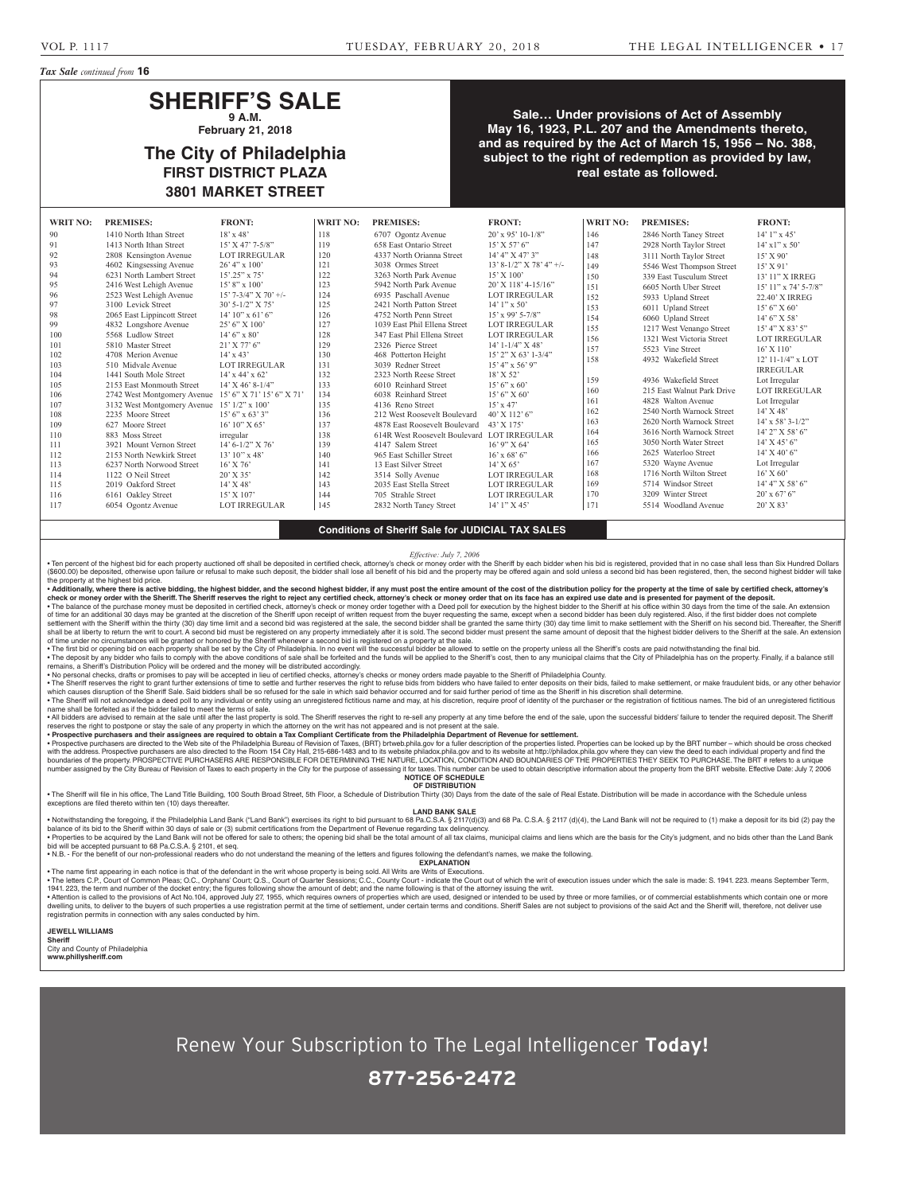*Tax Sale continued from* **16**

# SHERIFF'S SALE

**9 A.M.**

**February 21, 2018**

## The City of Philadelphia

### FIRST DISTRICT PLAZA

### 3801 MARKET STREET

**Sale… Under provisions of Act of Assembly May 16, 1923, P.L. 207 and the Amendments thereto, and as required by the Act of March 15, 1956 – No. 388, subject to the right of redemption as provided by law, real estate as followed.**

| WRIT NO: | PREMISES: | FRONT: |
|---|---|---|
| 90 | 1410 North Ithan Street | 18' x 48' |
| 91 | 1413 North Ithan Street | 15' X 47' 7-5/8" |
| 92 | 2808 Kensington Avenue | LOT IRREGULAR |
| 93 | 4602 Kingsessing Avenue | 26' 4" x 100' |
| 94 | 6231 North Lambert Street | 15'.25" x 75' |
| 95 | 2416 West Lehigh Avenue | 15' 8" x 100' |
| 96 | 2523 West Lehigh Avenue | 15' 7-3/4" X 70' +/- |
| 97 | 3100 Levick Street | 30' 5-1/2" X 75' |
| 98 | 2065 East Lippincott Street | 14' 10" x 61' 6" |
| 99 | 4832 Longshore Avenue | 25' 6" X 100' |
| 100 | 5568 Ludlow Street | 14' 6" x 80' |
| 101 | 5810 Master Street | 21' X 77' 6" |
| 102 | 4708 Merion Avenue | 14' x 43' |
| 103 | 510 Midvale Avenue | LOT IRREGULAR |
| 104 | 1441 South Mole Street | 14' x 44' x 62' |
| 105 | 2153 East Monmouth Street | 14' X 46' 8-1/4" |
| 106 | 2742 West Montgomery Avenue | 15' 6" X 71' 15' 6" X 71' |
| 107 | 3132 West Montgomery Avenue | 15' 1/2" x 100' |
| 108 | 2235 Moore Street | 15' 6" x 63' 3" |
| 109 | 627 Moore Street | 16' 10" X 65' |
| 110 | 883 Moss Street | irregular |
| 111 | 3921 Mount Vernon Street | 14' 6-1/2" X 76' |
| 112 | 2153 North Newkirk Street | 13' 10" x 48' |
| 113 | 6237 North Norwood Street | 16' X 76' |
| 114 | 1122 O Neil Street | 20' X 35' |
| 115 | 2019 Oakford Street | 14' X 48' |
| 116 | 6161 Oakley Street | 15' X 107' |
| 117 | 6054 Ogontz Avenue | LOT IRREGULAR |
| 118 | 6707 Ogontz Avenue | 20' x 95' 10-1/8" |
| 119 | 658 East Ontario Street | 15' X 57' 6" |
| 120 | 4337 North Orianna Street | 14' 4" X 47' 3" |
| 121 | 3038 Ormes Street | 13' 8-1/2" X 78' 4" +/- |
| 122 | 3263 North Park Avenue | 15' X 100' |
| 123 | 5942 North Park Avenue | 20' X 118' 4-15/16" |
| 124 | 6935 Paschall Avenue | LOT IRREGULAR |
| 125 | 2421 North Patton Street | 14' 1" x 50' |
| 126 | 4752 North Penn Street | 15' x 99' 5-7/8" |
| 127 | 1039 East Phil Ellena Street | LOT IRREGULAR |
| 128 | 347 East Phil Ellena Street | LOT IRREGULAR |
| 129 | 2326 Pierce Street | 14' 1-1/4" X 48' |
| 130 | 468 Potterton Height | 15' 2" X 63' 1-3/4" |
| 131 | 3039 Redner Street | 15' 4" x 56' 9" |
| 132 | 2323 North Reese Street | 18' X 52' |
| 133 | 6010 Reinhard Street | 15' 6" x 60' |
| 134 | 6038 Reinhard Street | 15' 6" X 60' |
| 135 | 4136 Reno Street | 15' x 47' |
| 136 | 212 West Roosevelt Boulevard | 40' X 112' 6" |
| 137 | 4878 East Roosevelt Boulevard | 43' X 175' |
| 138 | 614R West Roosevelt Boulevard | LOT IRREGULAR |
| 139 | 4147 Salem Street | 16' 9" X 64' |
| 140 | 965 East Schiller Street | 16' x 68' 6" |
| 141 | 13 East Silver Street | 14' X 65' |
| 142 | 3514 Solly Avenue | LOT IRREGULAR |
| 143 | 2035 East Stella Street | LOT IRREGULAR |
| 144 | 705 Strahle Street | LOT IRREGULAR |
| 145 | 2832 North Taney Street | 14' 1" X 45' |
| 146 | 2846 North Taney Street | 14' 1" x 45' |
| 147 | 2928 North Taylor Street | 14' x1" x 50' |
| 148 | 3111 North Taylor Street | 15' X 90' |
| 149 | 5546 West Thompson Street | 15' X 91' |
| 150 | 339 East Tusculum Street | 13' 11" X IRREG |
| 151 | 6605 North Uber Street | 15' 11" x 74' 5-7/8" |
| 152 | 5933 Upland Street | 22.40' X IRREG |
| 153 | 6011 Upland Street | 15' 6" X 60' |
| 154 | 6060 Upland Street | 14' 6" X 58' |
| 155 | 1217 West Venango Street | 15' 4" X 83' 5" |
| 156 | 1321 West Victoria Street | LOT IRREGULAR |
| 157 | 5523 Vine Street | 16' X 110' |
| 158 | 4932 Wakefield Street | 12' 11-1/4" x LOT IRREGULAR |
| 159 | 4936 Wakefield Street | Lot Irregular |
| 160 | 215 East Walnut Park Drive | LOT IRREGULAR |
| 161 | 4828 Walton Avenue | Lot Irregular |
| 162 | 2540 North Warnock Street | 14' X 48' |
| 163 | 2620 North Warnock Street | 14' x 58' 3-1/2" |
| 164 | 3616 North Warnock Street | 14' 2" X 58' 6" |
| 165 | 3050 North Water Street | 14' X 45' 6" |
| 166 | 2625 Waterloo Street | 14' X 40' 6" |
| 167 | 5320 Wayne Avenue | Lot Irregular |
| 168 | 1716 North Wilton Street | 16' X 60' |
| 169 | 5714 Windsor Street | 14' 4" X 58' 6" |
| 170 | 3209 Winter Street | 20' x 67' 6" |
| 171 | 5514 Woodland Avenue | 20' X 83' |

## Conditions of Sheriff Sale for JUDICIAL TAX SALES

*Effective: July 7, 2006*

• Ten percent of the highest bid for each property auctioned off shall be deposited in certified check, attorney's check or money order with the Sheriff by each bidder when his bid is registered, provided that in no case shall less than Six Hundred Dollars ($600.00) be deposited, otherwise upon failure or refusal to make such deposit, the bidder shall lose all benefit of his bid and the property may be offered again and sold unless a second bid has been registered, then, the second highest bidder will take the property at the highest bid price.

**• Additionally, where there is active bidding, the highest bidder, and the second highest bidder, if any must post the entire amount of the cost of the distribution policy for the property at the time of sale by certified check, attorney's check or money order with the Sheriff. The Sheriff reserves the right to reject any certified check, attorney's check or money order that on its face has an expired use date and is presented for payment of the deposit.**

• The balance of the purchase money must be deposited in certified check, attorney's check or money order together with a Deed poll for execution by the highest bidder to the Sheriff at his office within 30 days from the time of the sale. An extension of time for an additional 30 days may be granted at the discretion of the Sheriff upon receipt of written request from the buyer requesting the same, except when a second bidder has been duly registered. Also, if the first bidder does not complete settlement with the Sheriff within the thirty (30) day time limit and a second bid was registered at the sale, the second bidder shall be granted the same thirty (30) day time limit to make settlement with the Sheriff on his second bid. Thereafter, the Sheriff shall be at liberty to return the writ to court. A second bid must be registered on any property immediately after it is sold. The second bidder must present the same amount of deposit that the highest bidder delivers to the Sheriff at the sale. An extension of time under no circumstances will be granted or honored by the Sheriff whenever a second bid is registered on a property at the sale.

• The first bid or opening bid on each property shall be set by the City of Philadelphia. In no event will the successful bidder be allowed to settle on the property unless all the Sheriff's costs are paid notwithstanding the final bid.

• The deposit by any bidder who fails to comply with the above conditions of sale shall be forfeited and the funds will be applied to the Sheriff's cost, then to any municipal claims that the City of Philadelphia has on the property. Finally, if a balance still remains, a Sheriff's Distribution Policy will be ordered and the money will be distributed accordingly.

• No personal checks, drafts or promises to pay will be accepted in lieu of certified checks, attorney's checks or money orders made payable to the Sheriff of Philadelphia County.

• The Sheriff reserves the right to grant further extensions of time to settle and further reserves the right to refuse bids from bidders who have failed to enter deposits on their bids, failed to make settlement, or make fraudulent bids, or any other behavior which causes disruption of the Sheriff Sale. Said bidders shall be so refused for the sale in which said behavior occurred and for said further period of time as the Sheriff in his discretion shall determine.

• The Sheriff will not acknowledge a deed poll to any individual or entity using an unregistered fictitious name and may, at his discretion, require proof of identity of the purchaser or the registration of fictitious names. The bid of an unregistered fictitious name shall be forfeited as if the bidder failed to meet the terms of sale.

• All bidders are advised to remain at the sale until after the last property is sold. The Sheriff reserves the right to re-sell any property at any time before the end of the sale, upon the successful bidders' failure to tender the required deposit. The Sheriff reserves the right to postpone or stay the sale of any property in which the attorney on the writ has not appeared and is not present at the sale.

**• Prospective purchasers and their assignees are required to obtain a Tax Compliant Certificate from the Philadelphia Department of Revenue for settlement.**

• Prospective purchasers are directed to the Web site of the Philadelphia Bureau of Revision of Taxes, (BRT) brtweb.phila.gov for a fuller description of the properties listed. Properties can be looked up by the BRT number – which should be cross checked with the address. Prospective purchasers are also directed to the Room 154 City Hall, 215-686-1483 and to its website philadox.phila.gov and to its website at http://philadox.phila.gov where they can view the deed to each individual property and find the boundaries of the property. PROSPECTIVE PURCHASERS ARE RESPONSIBLE FOR DETERMINING THE NATURE, LOCATION, CONDITION AND BOUNDARIES OF THE PROPERTIES THEY SEEK TO PURCHASE. The BRT # refers to a unique number assigned by the City Bureau of Revision of Taxes to each property in the City for the purpose of assessing it for taxes. This number can be used to obtain descriptive information about the property from the BRT website. Effective Date: July 7, 2006

**NOTICE OF SCHEDULE OF DISTRIBUTION**

• The Sheriff will file in his office, The Land Title Building, 100 South Broad Street, 5th Floor, a Schedule of Distribution Thirty (30) Days from the date of the sale of Real Estate. Distribution will be made in accordance with the Schedule unless exceptions are filed thereto within ten (10) days thereafter.

**LAND BANK SALE**

• Notwithstanding the foregoing, if the Philadelphia Land Bank ("Land Bank") exercises its right to bid pursuant to 68 Pa.C.S.A. § 2117(d)(3) and 68 Pa. C.S.A. § 2117 (d)(4), the Land Bank will not be required to (1) make a deposit for its bid (2) pay the balance of its bid to the Sheriff within 30 days of sale or (3) submit certifications from the Department of Revenue regarding tax delinquency.

• Properties to be acquired by the Land Bank will not be offered for sale to others; the opening bid shall be the total amount of all tax claims, municipal claims and liens which are the basis for the City's judgment, and no bids other than the Land Bank bid will be accepted pursuant to 68 Pa.C.S.A. § 2101, et seq.

• N.B. - For the benefit of our non-professional readers who do not understand the meaning of the letters and figures following the defendant's names, we make the following.

**EXPLANATION**

• The name first appearing in each notice is that of the defendant in the writ whose property is being sold. All Writs are Writs of Executions.

• The letters C.P., Court of Common Pleas; O.C., Orphans' Court; Q.S., Court of Quarter Sessions; C.C., County Court - indicate the Court out of which the writ of execution issues under which the sale is made: S. 1941. 223. means September Term, 1941. 223, the term and number of the docket entry; the figures following show the amount of debt; and the name following is that of the attorney issuing the writ.

• Attention is called to the provisions of Act No.104, approved July 27, 1955, which requires owners of properties which are used, designed or intended to be used by three or more families, or of commercial establishments which contain one or more dwelling units, to deliver to the buyers of such properties a use registration permit at the time of settlement, under certain terms and conditions. Sheriff Sales are not subject to provisions of the said Act and the Sheriff will, therefore, not deliver use registration permits in connection with any sales conducted by him.

**JEWELL WILLIAMS**
**Sheriff**
City and County of Philadelphia
**www.phillysheriff.com**

Renew Your Subscription to The Legal Intelligencer **Today!**

**877-256-2472**